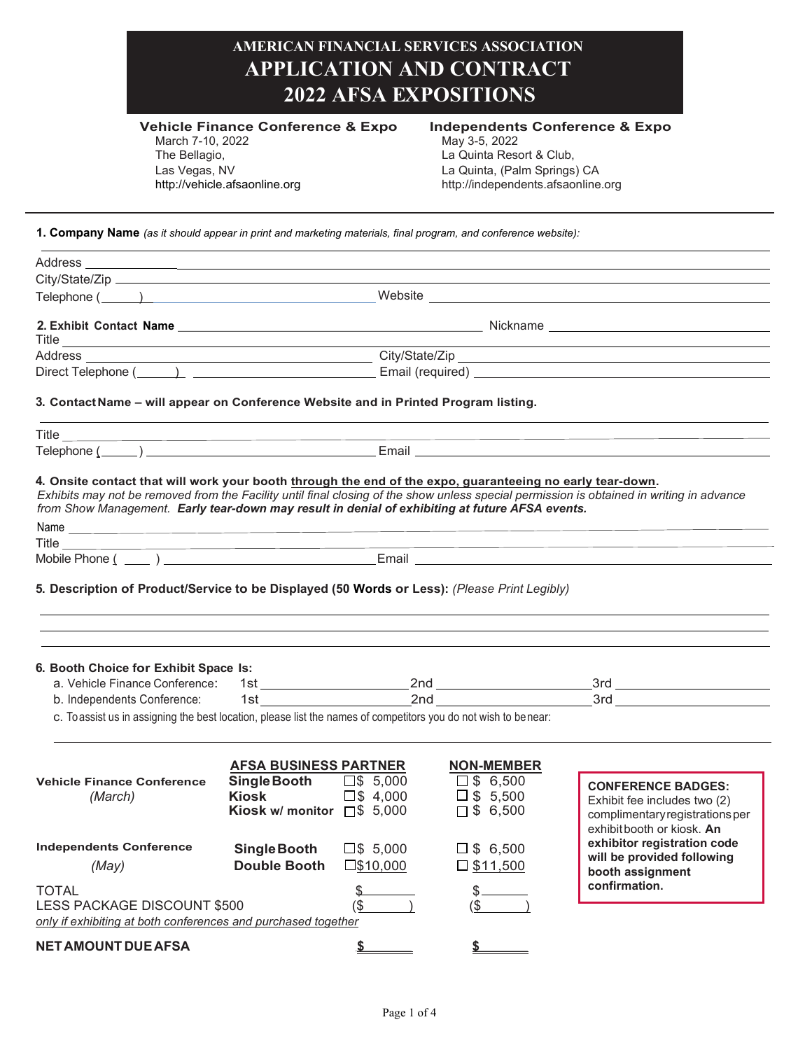# AMERICAN FINANCIAL SERVICES ASSOCIATION
# APPLICATION AND CONTRACT
# 2022 AFSA EXPOSITIONS

**Vehicle Finance Conference & Expo**
March 7-10, 2022
The Bellagio,
Las Vegas, NV
http://vehicle.afsaonline.org

**Independents Conference & Expo**
May 3-5, 2022
La Quinta Resort & Club,
La Quinta, (Palm Springs) CA
http://independents.afsaonline.org

**1. Company Name** *(as it should appear in print and marketing materials, final program, and conference website):*

Address

City/State/Zip

Telephone ( ) Website

**2. Exhibit Contact Name** Nickname

Title

Address City/State/Zip

Direct Telephone ( ) Email (required)

**3. Contact Name – will appear on Conference Website and in Printed Program listing.**

Title

Telephone ( ) Email

**4. Onsite contact that will work your booth through the end of the expo, guaranteeing no early tear-down.**
*Exhibits may not be removed from the Facility until final closing of the show unless special permission is obtained in writing in advance from Show Management.* ***Early tear-down may result in denial of exhibiting at future AFSA events.***

Name

Title

Mobile Phone ( ) Email

**5. Description of Product/Service to be Displayed (50 Words or Less):** *(Please Print Legibly)*

**6. Booth Choice for Exhibit Space Is:**

a. Vehicle Finance Conference: 1st 2nd 3rd

b. Independents Conference: 1st 2nd 3rd

c. To assist us in assigning the best location, please list the names of competitors you do not wish to be near:

| | | AFSA BUSINESS PARTNER | NON-MEMBER |
|---|---|---|---|
| **Vehicle Finance Conference** *(March)* | **Single Booth** | ☐$ 5,000 | ☐ $ 6,500 |
| | **Kiosk** | ☐$ 4,000 | ☐ $ 5,500 |
| | **Kiosk w/ monitor** | ☐$ 5,000 | ☐ $ 6,500 |
| **Independents Conference** *(May)* | **Single Booth** | ☐$ 5,000 | ☐ $ 6,500 |
| | **Double Booth** | ☐$10,000 | ☐ $11,500 |
| TOTAL | | $ | $ |
| LESS PACKAGE DISCOUNT $500 *only if exhibiting at both conferences and purchased together* | | ($ ) | ($ ) |
| **NET AMOUNT DUE AFSA** | | **$** | **$** |

**CONFERENCE BADGES:**
Exhibit fee includes two (2) complimentary registrations per exhibit booth or kiosk. **An exhibitor registration code will be provided following booth assignment confirmation.**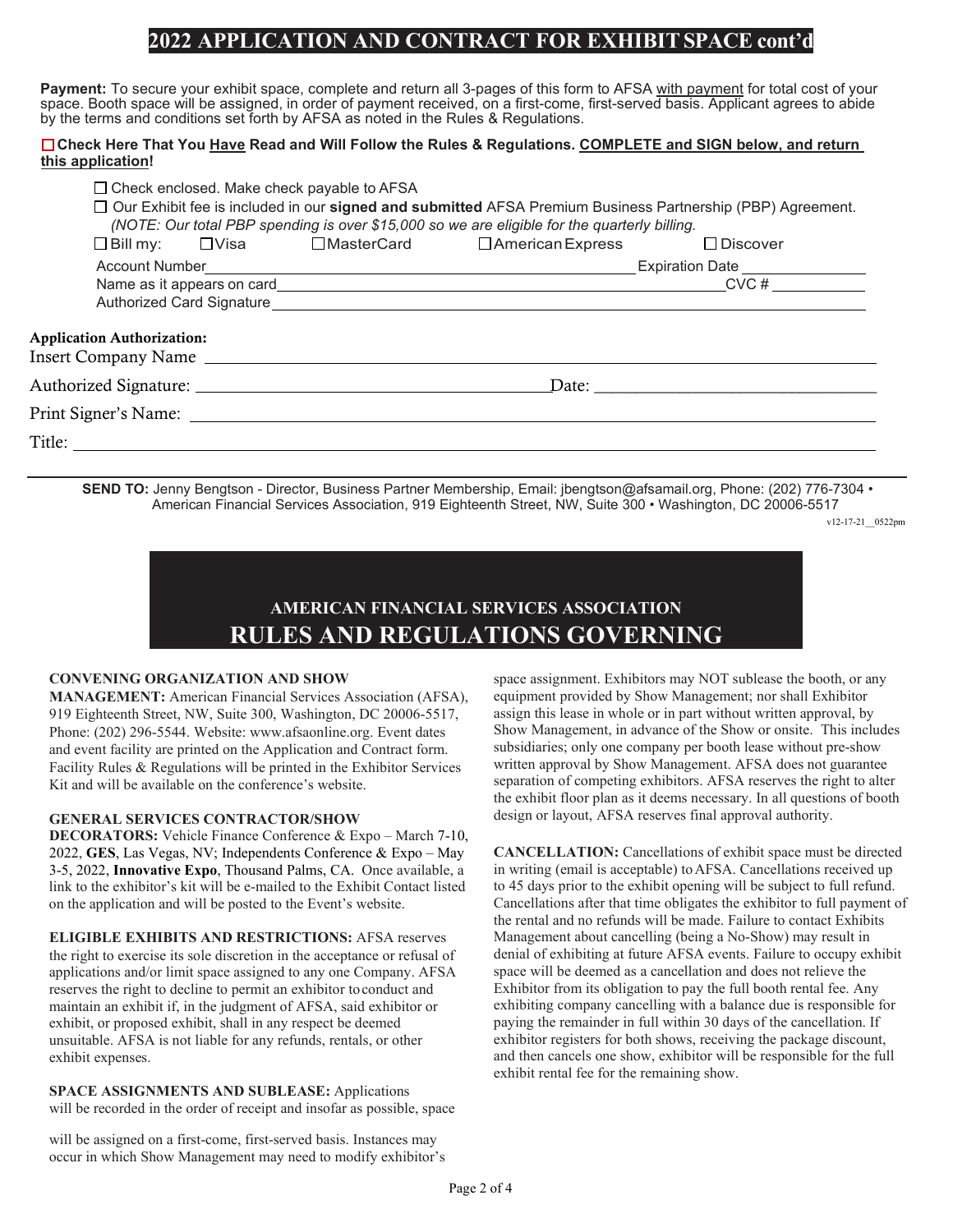# 2022 APPLICATION AND CONTRACT FOR EXHIBIT SPACE cont'd

**Payment:** To secure your exhibit space, complete and return all 3-pages of this form to AFSA with payment for total cost of your space. Booth space will be assigned, in order of payment received, on a first-come, first-served basis. Applicant agrees to abide by the terms and conditions set forth by AFSA as noted in the Rules & Regulations.

☐ **Check Here That You Have Read and Will Follow the Rules & Regulations. COMPLETE and SIGN below, and return this application!**

☐ Check enclosed. Make check payable to AFSA

☐ Our Exhibit fee is included in our **signed and submitted** AFSA Premium Business Partnership (PBP) Agreement.
*(NOTE: Our total PBP spending is over $15,000 so we are eligible for the quarterly billing.*

☐ Bill my: ☐ Visa ☐ MasterCard ☐ American Express ☐ Discover

Account Number\_\_\_\_\_\_\_\_\_\_\_\_\_\_\_\_\_\_\_\_ Expiration Date \_\_\_\_\_\_\_\_\_\_

Name as it appears on card\_\_\_\_\_\_\_\_\_\_\_\_\_\_\_\_\_\_\_\_ CVC # \_\_\_\_\_\_\_\_\_\_

Authorized Card Signature\_\_\_\_\_\_\_\_\_\_\_\_\_\_\_\_\_\_\_\_

**Application Authorization:**

Insert Company Name \_\_\_\_\_\_\_\_\_\_\_\_\_\_\_\_\_\_\_\_

Authorized Signature: \_\_\_\_\_\_\_\_\_\_\_\_\_\_\_\_\_\_\_\_ Date: \_\_\_\_\_\_\_\_\_\_

Print Signer's Name: \_\_\_\_\_\_\_\_\_\_\_\_\_\_\_\_\_\_\_\_

Title: \_\_\_\_\_\_\_\_\_\_\_\_\_\_\_\_\_\_\_\_

**SEND TO:** Jenny Bengtson - Director, Business Partner Membership, Email: jbengtson@afsamail.org, Phone: (202) 776-7304 • American Financial Services Association, 919 Eighteenth Street, NW, Suite 300 • Washington, DC 20006-5517

v12-17-21__0522pm

## AMERICAN FINANCIAL SERVICES ASSOCIATION
# RULES AND REGULATIONS GOVERNING

**CONVENING ORGANIZATION AND SHOW MANAGEMENT:** American Financial Services Association (AFSA), 919 Eighteenth Street, NW, Suite 300, Washington, DC 20006-5517, Phone: (202) 296-5544. Website: www.afsaonline.org. Event dates and event facility are printed on the Application and Contract form. Facility Rules & Regulations will be printed in the Exhibitor Services Kit and will be available on the conference's website.

**GENERAL SERVICES CONTRACTOR/SHOW DECORATORS:** Vehicle Finance Conference & Expo – March 7-10, 2022, **GES**, Las Vegas, NV; Independents Conference & Expo – May 3-5, 2022, **Innovative Expo**, Thousand Palms, CA. Once available, a link to the exhibitor's kit will be e-mailed to the Exhibit Contact listed on the application and will be posted to the Event's website.

**ELIGIBLE EXHIBITS AND RESTRICTIONS:** AFSA reserves the right to exercise its sole discretion in the acceptance or refusal of applications and/or limit space assigned to any one Company. AFSA reserves the right to decline to permit an exhibitor to conduct and maintain an exhibit if, in the judgment of AFSA, said exhibitor or exhibit, or proposed exhibit, shall in any respect be deemed unsuitable. AFSA is not liable for any refunds, rentals, or other exhibit expenses.

**SPACE ASSIGNMENTS AND SUBLEASE:** Applications will be recorded in the order of receipt and insofar as possible, space will be assigned on a first-come, first-served basis. Instances may occur in which Show Management may need to modify exhibitor's space assignment. Exhibitors may NOT sublease the booth, or any equipment provided by Show Management; nor shall Exhibitor assign this lease in whole or in part without written approval, by Show Management, in advance of the Show or onsite. This includes subsidiaries; only one company per booth lease without pre-show written approval by Show Management. AFSA does not guarantee separation of competing exhibitors. AFSA reserves the right to alter the exhibit floor plan as it deems necessary. In all questions of booth design or layout, AFSA reserves final approval authority.

**CANCELLATION:** Cancellations of exhibit space must be directed in writing (email is acceptable) to AFSA. Cancellations received up to 45 days prior to the exhibit opening will be subject to full refund. Cancellations after that time obligates the exhibitor to full payment of the rental and no refunds will be made. Failure to contact Exhibits Management about cancelling (being a No-Show) may result in denial of exhibiting at future AFSA events. Failure to occupy exhibit space will be deemed as a cancellation and does not relieve the Exhibitor from its obligation to pay the full booth rental fee. Any exhibiting company cancelling with a balance due is responsible for paying the remainder in full within 30 days of the cancellation. If exhibitor registers for both shows, receiving the package discount, and then cancels one show, exhibitor will be responsible for the full exhibit rental fee for the remaining show.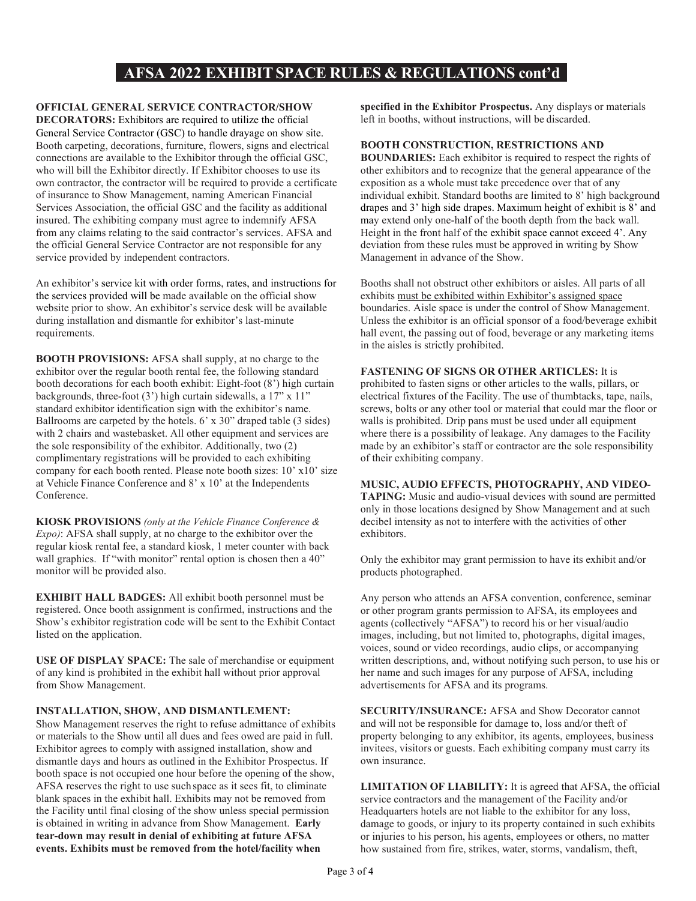# AFSA 2022 EXHIBIT SPACE RULES & REGULATIONS cont'd

**OFFICIAL GENERAL SERVICE CONTRACTOR/SHOW DECORATORS:** Exhibitors are required to utilize the official General Service Contractor (GSC) to handle drayage on show site. Booth carpeting, decorations, furniture, flowers, signs and electrical connections are available to the Exhibitor through the official GSC, who will bill the Exhibitor directly. If Exhibitor chooses to use its own contractor, the contractor will be required to provide a certificate of insurance to Show Management, naming American Financial Services Association, the official GSC and the facility as additional insured. The exhibiting company must agree to indemnify AFSA from any claims relating to the said contractor's services. AFSA and the official General Service Contractor are not responsible for any service provided by independent contractors.

An exhibitor's service kit with order forms, rates, and instructions for the services provided will be made available on the official show website prior to show. An exhibitor's service desk will be available during installation and dismantle for exhibitor's last-minute requirements.

**BOOTH PROVISIONS:** AFSA shall supply, at no charge to the exhibitor over the regular booth rental fee, the following standard booth decorations for each booth exhibit: Eight-foot (8') high curtain backgrounds, three-foot (3') high curtain sidewalls, a 17" x 11" standard exhibitor identification sign with the exhibitor's name. Ballrooms are carpeted by the hotels. 6' x 30" draped table (3 sides) with 2 chairs and wastebasket. All other equipment and services are the sole responsibility of the exhibitor. Additionally, two (2) complimentary registrations will be provided to each exhibiting company for each booth rented. Please note booth sizes: 10' x10' size at Vehicle Finance Conference and 8' x 10' at the Independents Conference.

**KIOSK PROVISIONS** *(only at the Vehicle Finance Conference & Expo)*: AFSA shall supply, at no charge to the exhibitor over the regular kiosk rental fee, a standard kiosk, 1 meter counter with back wall graphics. If "with monitor" rental option is chosen then a 40" monitor will be provided also.

**EXHIBIT HALL BADGES:** All exhibit booth personnel must be registered. Once booth assignment is confirmed, instructions and the Show's exhibitor registration code will be sent to the Exhibit Contact listed on the application.

**USE OF DISPLAY SPACE:** The sale of merchandise or equipment of any kind is prohibited in the exhibit hall without prior approval from Show Management.

**INSTALLATION, SHOW, AND DISMANTLEMENT:** Show Management reserves the right to refuse admittance of exhibits or materials to the Show until all dues and fees owed are paid in full. Exhibitor agrees to comply with assigned installation, show and dismantle days and hours as outlined in the Exhibitor Prospectus. If booth space is not occupied one hour before the opening of the show, AFSA reserves the right to use such space as it sees fit, to eliminate blank spaces in the exhibit hall. Exhibits may not be removed from the Facility until final closing of the show unless special permission is obtained in writing in advance from Show Management. **Early tear-down may result in denial of exhibiting at future AFSA events. Exhibits must be removed from the hotel/facility when specified in the Exhibitor Prospectus.** Any displays or materials left in booths, without instructions, will be discarded.

**BOOTH CONSTRUCTION, RESTRICTIONS AND BOUNDARIES:** Each exhibitor is required to respect the rights of other exhibitors and to recognize that the general appearance of the exposition as a whole must take precedence over that of any individual exhibit. Standard booths are limited to 8' high background drapes and 3' high side drapes. Maximum height of exhibit is 8' and may extend only one-half of the booth depth from the back wall. Height in the front half of the exhibit space cannot exceed 4'. Any deviation from these rules must be approved in writing by Show Management in advance of the Show.

Booths shall not obstruct other exhibitors or aisles. All parts of all exhibits <u>must be exhibited within Exhibitor's assigned space</u> boundaries. Aisle space is under the control of Show Management. Unless the exhibitor is an official sponsor of a food/beverage exhibit hall event, the passing out of food, beverage or any marketing items in the aisles is strictly prohibited.

**FASTENING OF SIGNS OR OTHER ARTICLES:** It is prohibited to fasten signs or other articles to the walls, pillars, or electrical fixtures of the Facility. The use of thumbtacks, tape, nails, screws, bolts or any other tool or material that could mar the floor or walls is prohibited. Drip pans must be used under all equipment where there is a possibility of leakage. Any damages to the Facility made by an exhibitor's staff or contractor are the sole responsibility of their exhibiting company.

**MUSIC, AUDIO EFFECTS, PHOTOGRAPHY, AND VIDEO-TAPING:** Music and audio-visual devices with sound are permitted only in those locations designed by Show Management and at such decibel intensity as not to interfere with the activities of other exhibitors.

Only the exhibitor may grant permission to have its exhibit and/or products photographed.

Any person who attends an AFSA convention, conference, seminar or other program grants permission to AFSA, its employees and agents (collectively "AFSA") to record his or her visual/audio images, including, but not limited to, photographs, digital images, voices, sound or video recordings, audio clips, or accompanying written descriptions, and, without notifying such person, to use his or her name and such images for any purpose of AFSA, including advertisements for AFSA and its programs.

**SECURITY/INSURANCE:** AFSA and Show Decorator cannot and will not be responsible for damage to, loss and/or theft of property belonging to any exhibitor, its agents, employees, business invitees, visitors or guests. Each exhibiting company must carry its own insurance.

**LIMITATION OF LIABILITY:** It is agreed that AFSA, the official service contractors and the management of the Facility and/or Headquarters hotels are not liable to the exhibitor for any loss, damage to goods, or injury to its property contained in such exhibits or injuries to his person, his agents, employees or others, no matter how sustained from fire, strikes, water, storms, vandalism, theft,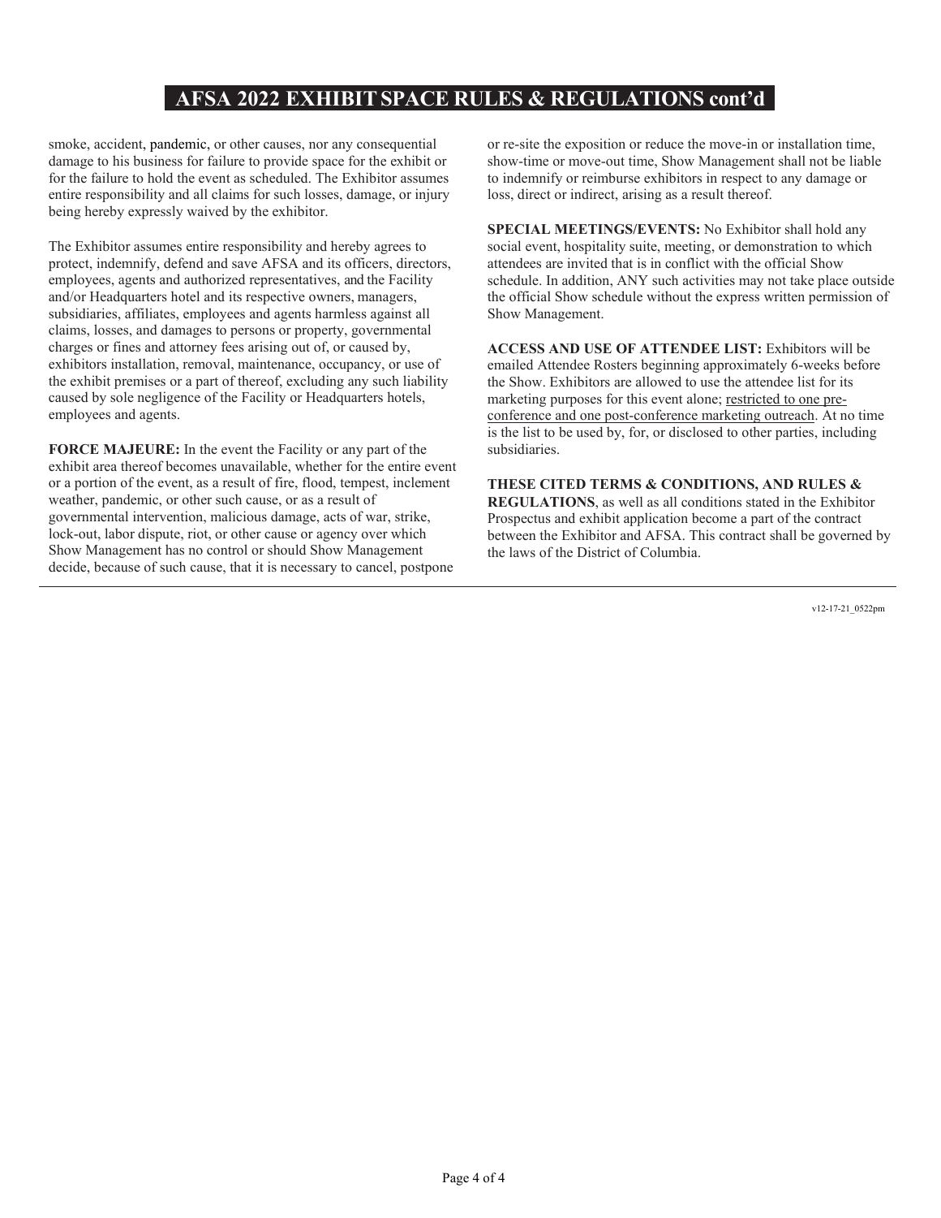## AFSA 2022 EXHIBIT SPACE RULES & REGULATIONS cont'd

smoke, accident, pandemic, or other causes, nor any consequential damage to his business for failure to provide space for the exhibit or for the failure to hold the event as scheduled. The Exhibitor assumes entire responsibility and all claims for such losses, damage, or injury being hereby expressly waived by the exhibitor.

The Exhibitor assumes entire responsibility and hereby agrees to protect, indemnify, defend and save AFSA and its officers, directors, employees, agents and authorized representatives, and the Facility and/or Headquarters hotel and its respective owners, managers, subsidiaries, affiliates, employees and agents harmless against all claims, losses, and damages to persons or property, governmental charges or fines and attorney fees arising out of, or caused by, exhibitors installation, removal, maintenance, occupancy, or use of the exhibit premises or a part of thereof, excluding any such liability caused by sole negligence of the Facility or Headquarters hotels, employees and agents.

**FORCE MAJEURE:** In the event the Facility or any part of the exhibit area thereof becomes unavailable, whether for the entire event or a portion of the event, as a result of fire, flood, tempest, inclement weather, pandemic, or other such cause, or as a result of governmental intervention, malicious damage, acts of war, strike, lock-out, labor dispute, riot, or other cause or agency over which Show Management has no control or should Show Management decide, because of such cause, that it is necessary to cancel, postpone or re-site the exposition or reduce the move-in or installation time, show-time or move-out time, Show Management shall not be liable to indemnify or reimburse exhibitors in respect to any damage or loss, direct or indirect, arising as a result thereof.

**SPECIAL MEETINGS/EVENTS:** No Exhibitor shall hold any social event, hospitality suite, meeting, or demonstration to which attendees are invited that is in conflict with the official Show schedule. In addition, ANY such activities may not take place outside the official Show schedule without the express written permission of Show Management.

**ACCESS AND USE OF ATTENDEE LIST:** Exhibitors will be emailed Attendee Rosters beginning approximately 6-weeks before the Show. Exhibitors are allowed to use the attendee list for its marketing purposes for this event alone; <u>restricted to one pre-conference and one post-conference marketing outreach</u>. At no time is the list to be used by, for, or disclosed to other parties, including subsidiaries.

**THESE CITED TERMS & CONDITIONS, AND RULES & REGULATIONS**, as well as all conditions stated in the Exhibitor Prospectus and exhibit application become a part of the contract between the Exhibitor and AFSA. This contract shall be governed by the laws of the District of Columbia.

v12-17-21_0522pm